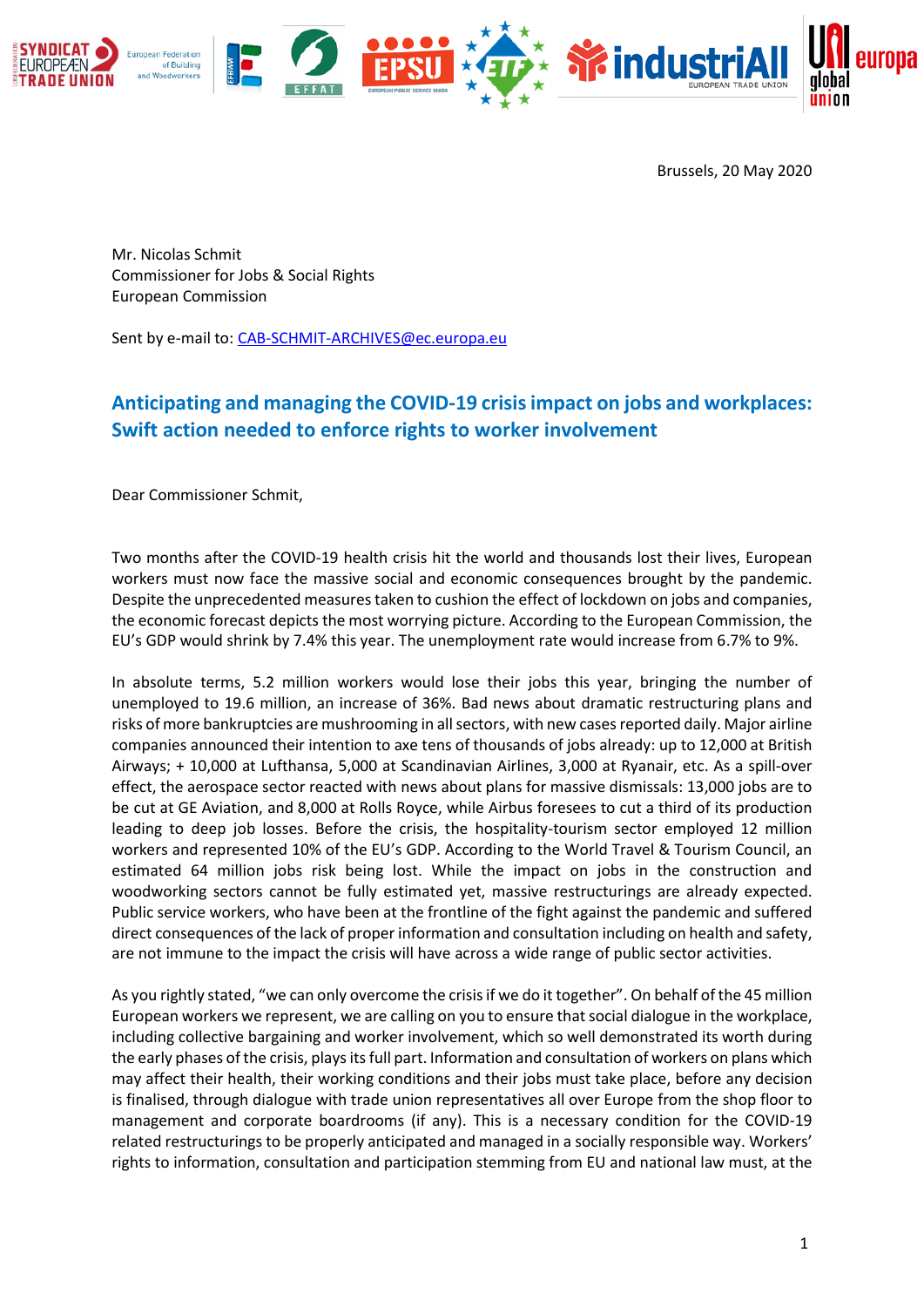Brussels, 20 May 2020

Mr. Nicolas Schmit
Commissioner for Jobs & Social Rights
European Commission

Sent by e-mail to: CAB-SCHMIT-ARCHIVES@ec.europa.eu

## Anticipating and managing the COVID-19 crisis impact on jobs and workplaces: Swift action needed to enforce rights to worker involvement

Dear Commissioner Schmit,

Two months after the COVID-19 health crisis hit the world and thousands lost their lives, European workers must now face the massive social and economic consequences brought by the pandemic. Despite the unprecedented measures taken to cushion the effect of lockdown on jobs and companies, the economic forecast depicts the most worrying picture. According to the European Commission, the EU's GDP would shrink by 7.4% this year. The unemployment rate would increase from 6.7% to 9%.

In absolute terms, 5.2 million workers would lose their jobs this year, bringing the number of unemployed to 19.6 million, an increase of 36%. Bad news about dramatic restructuring plans and risks of more bankruptcies are mushrooming in all sectors, with new cases reported daily. Major airline companies announced their intention to axe tens of thousands of jobs already: up to 12,000 at British Airways; + 10,000 at Lufthansa, 5,000 at Scandinavian Airlines, 3,000 at Ryanair, etc. As a spill-over effect, the aerospace sector reacted with news about plans for massive dismissals: 13,000 jobs are to be cut at GE Aviation, and 8,000 at Rolls Royce, while Airbus foresees to cut a third of its production leading to deep job losses. Before the crisis, the hospitality-tourism sector employed 12 million workers and represented 10% of the EU's GDP. According to the World Travel & Tourism Council, an estimated 64 million jobs risk being lost. While the impact on jobs in the construction and woodworking sectors cannot be fully estimated yet, massive restructurings are already expected. Public service workers, who have been at the frontline of the fight against the pandemic and suffered direct consequences of the lack of proper information and consultation including on health and safety, are not immune to the impact the crisis will have across a wide range of public sector activities.

As you rightly stated, "we can only overcome the crisis if we do it together". On behalf of the 45 million European workers we represent, we are calling on you to ensure that social dialogue in the workplace, including collective bargaining and worker involvement, which so well demonstrated its worth during the early phases of the crisis, plays its full part. Information and consultation of workers on plans which may affect their health, their working conditions and their jobs must take place, before any decision is finalised, through dialogue with trade union representatives all over Europe from the shop floor to management and corporate boardrooms (if any). This is a necessary condition for the COVID-19 related restructurings to be properly anticipated and managed in a socially responsible way. Workers' rights to information, consultation and participation stemming from EU and national law must, at the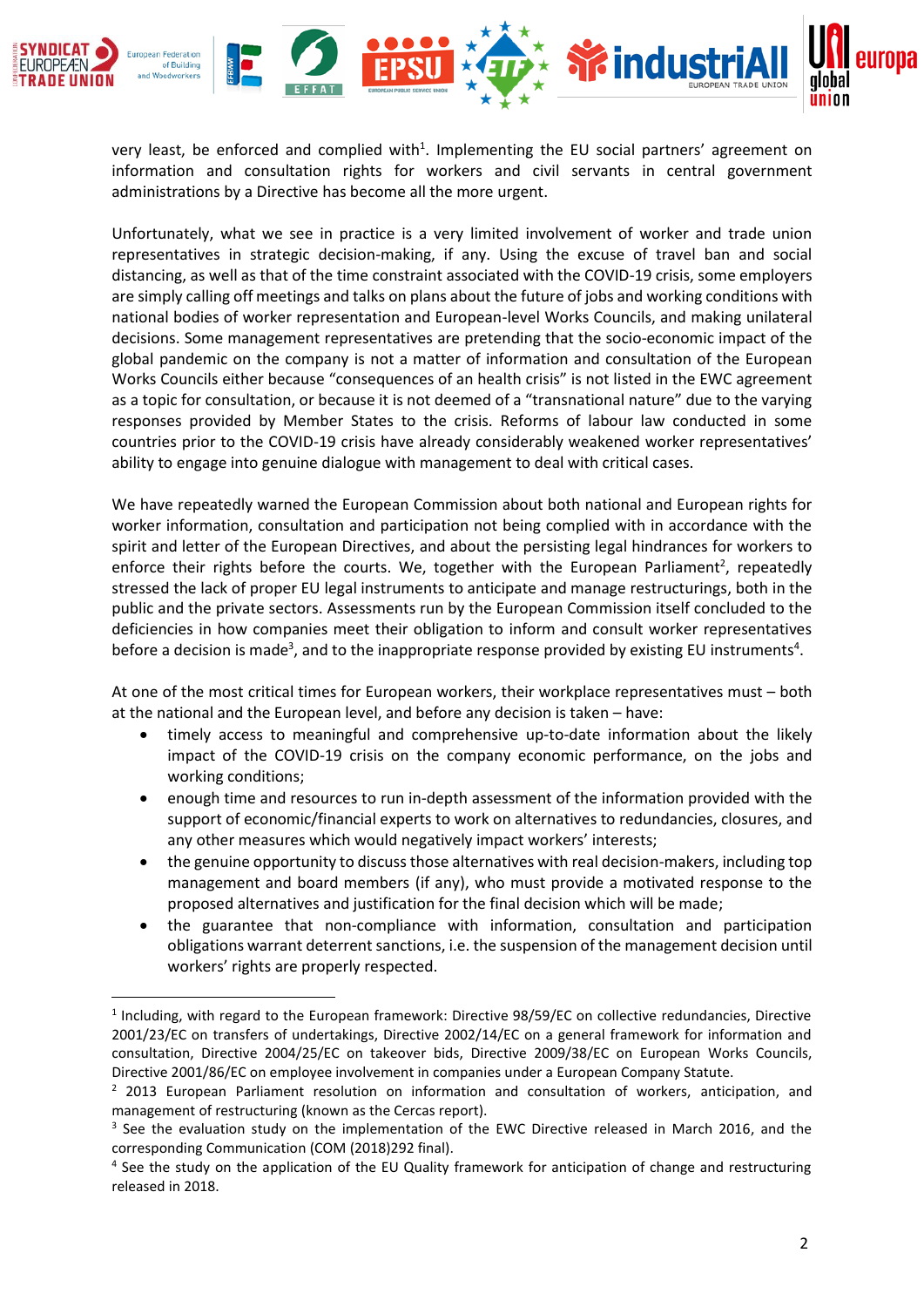very least, be enforced and complied with[1]. Implementing the EU social partners' agreement on information and consultation rights for workers and civil servants in central government administrations by a Directive has become all the more urgent.

Unfortunately, what we see in practice is a very limited involvement of worker and trade union representatives in strategic decision-making, if any. Using the excuse of travel ban and social distancing, as well as that of the time constraint associated with the COVID-19 crisis, some employers are simply calling off meetings and talks on plans about the future of jobs and working conditions with national bodies of worker representation and European-level Works Councils, and making unilateral decisions. Some management representatives are pretending that the socio-economic impact of the global pandemic on the company is not a matter of information and consultation of the European Works Councils either because "consequences of an health crisis" is not listed in the EWC agreement as a topic for consultation, or because it is not deemed of a "transnational nature" due to the varying responses provided by Member States to the crisis. Reforms of labour law conducted in some countries prior to the COVID-19 crisis have already considerably weakened worker representatives' ability to engage into genuine dialogue with management to deal with critical cases.

We have repeatedly warned the European Commission about both national and European rights for worker information, consultation and participation not being complied with in accordance with the spirit and letter of the European Directives, and about the persisting legal hindrances for workers to enforce their rights before the courts. We, together with the European Parliament[2], repeatedly stressed the lack of proper EU legal instruments to anticipate and manage restructurings, both in the public and the private sectors. Assessments run by the European Commission itself concluded to the deficiencies in how companies meet their obligation to inform and consult worker representatives before a decision is made[3], and to the inappropriate response provided by existing EU instruments[4].

At one of the most critical times for European workers, their workplace representatives must – both at the national and the European level, and before any decision is taken – have:

- timely access to meaningful and comprehensive up-to-date information about the likely impact of the COVID-19 crisis on the company economic performance, on the jobs and working conditions;
- enough time and resources to run in-depth assessment of the information provided with the support of economic/financial experts to work on alternatives to redundancies, closures, and any other measures which would negatively impact workers' interests;
- the genuine opportunity to discuss those alternatives with real decision-makers, including top management and board members (if any), who must provide a motivated response to the proposed alternatives and justification for the final decision which will be made;
- the guarantee that non-compliance with information, consultation and participation obligations warrant deterrent sanctions, i.e. the suspension of the management decision until workers' rights are properly respected.

---

[1] Including, with regard to the European framework: Directive 98/59/EC on collective redundancies, Directive 2001/23/EC on transfers of undertakings, Directive 2002/14/EC on a general framework for information and consultation, Directive 2004/25/EC on takeover bids, Directive 2009/38/EC on European Works Councils, Directive 2001/86/EC on employee involvement in companies under a European Company Statute.

[2] 2013 European Parliament resolution on information and consultation of workers, anticipation, and management of restructuring (known as the Cercas report).

[3] See the evaluation study on the implementation of the EWC Directive released in March 2016, and the corresponding Communication (COM (2018)292 final).

[4] See the study on the application of the EU Quality framework for anticipation of change and restructuring released in 2018.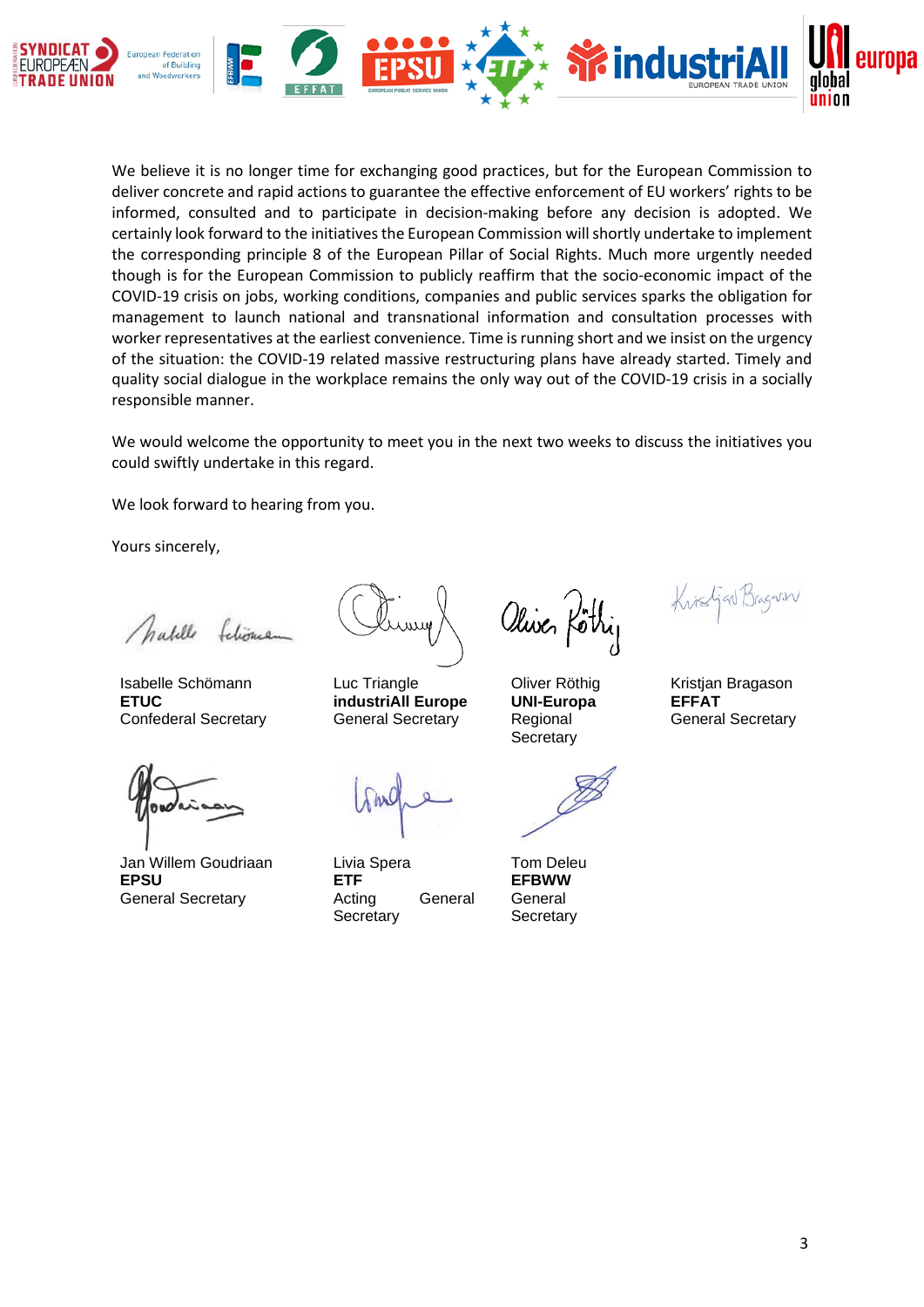We believe it is no longer time for exchanging good practices, but for the European Commission to deliver concrete and rapid actions to guarantee the effective enforcement of EU workers' rights to be informed, consulted and to participate in decision-making before any decision is adopted. We certainly look forward to the initiatives the European Commission will shortly undertake to implement the corresponding principle 8 of the European Pillar of Social Rights. Much more urgently needed though is for the European Commission to publicly reaffirm that the socio-economic impact of the COVID-19 crisis on jobs, working conditions, companies and public services sparks the obligation for management to launch national and transnational information and consultation processes with worker representatives at the earliest convenience. Time is running short and we insist on the urgency of the situation: the COVID-19 related massive restructuring plans have already started. Timely and quality social dialogue in the workplace remains the only way out of the COVID-19 crisis in a socially responsible manner.

We would welcome the opportunity to meet you in the next two weeks to discuss the initiatives you could swiftly undertake in this regard.

We look forward to hearing from you.

Yours sincerely,

Isabelle Schömann
**ETUC**
Confederal Secretary

Luc Triangle
**industriAll Europe**
General Secretary

Oliver Röthig
**UNI-Europa**
Regional Secretary

Kristjan Bragason
**EFFAT**
General Secretary

Jan Willem Goudriaan
**EPSU**
General Secretary

Livia Spera
**ETF**
Acting General Secretary

Tom Deleu
**EFBWW**
General Secretary